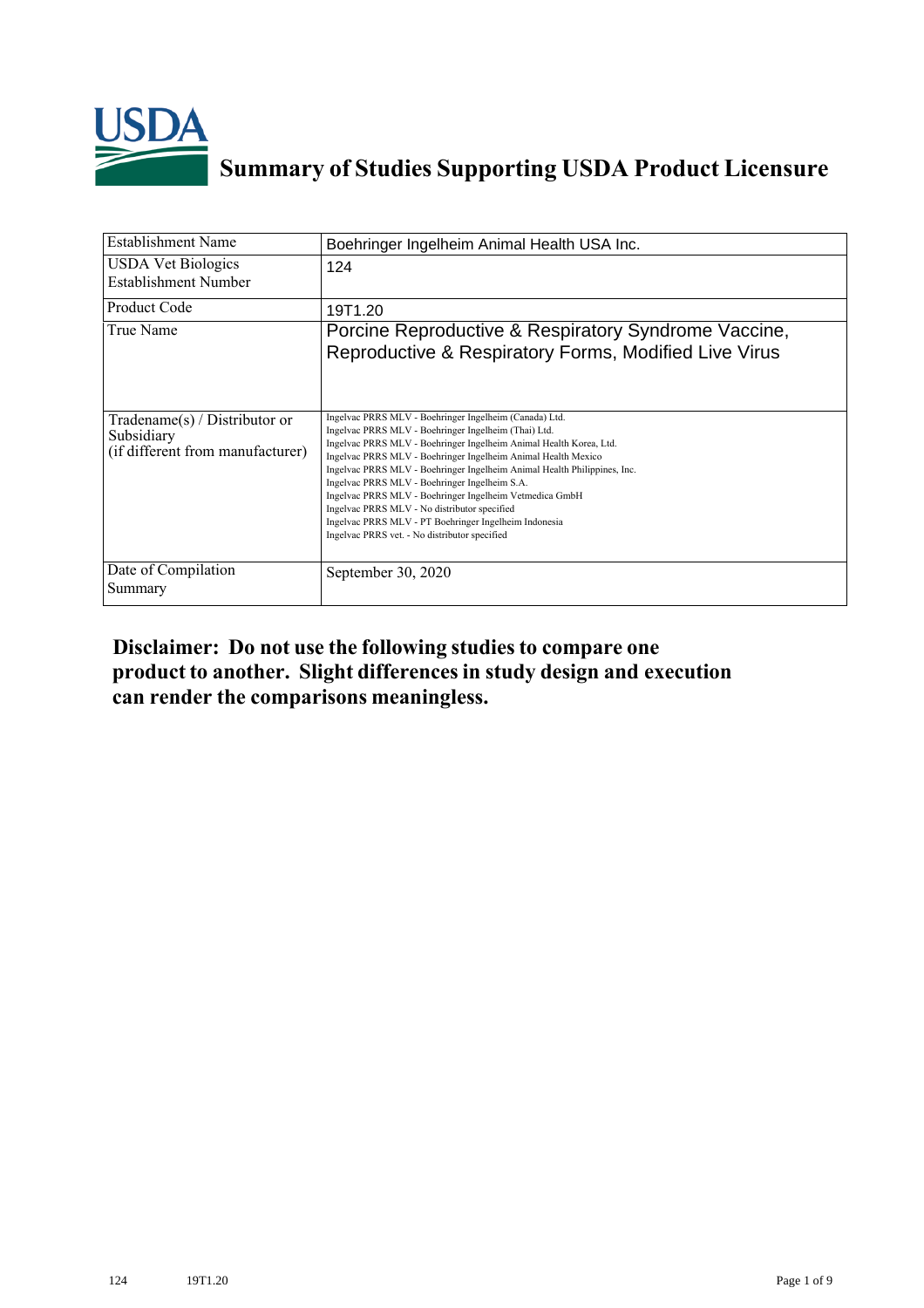# Summary of Studies Supporting USDA Product Licensure

| Establishment Name | Boehringer Ingelheim Animal Health USA Inc. |
|---|---|
| USDA Vet Biologics Establishment Number | 124 |
| Product Code | 19T1.20 |
| True Name | Porcine Reproductive & Respiratory Syndrome Vaccine, Reproductive & Respiratory Forms, Modified Live Virus |
| Tradename(s) / Distributor or Subsidiary (if different from manufacturer) | Ingelvac PRRS MLV - Boehringer Ingelheim (Canada) Ltd.<br>Ingelvac PRRS MLV - Boehringer Ingelheim (Thai) Ltd.<br>Ingelvac PRRS MLV - Boehringer Ingelheim Animal Health Korea, Ltd.<br>Ingelvac PRRS MLV - Boehringer Ingelheim Animal Health Mexico<br>Ingelvac PRRS MLV - Boehringer Ingelheim Animal Health Philippines, Inc.<br>Ingelvac PRRS MLV - Boehringer Ingelheim S.A.<br>Ingelvac PRRS MLV - Boehringer Ingelheim Vetmedica GmbH<br>Ingelvac PRRS MLV - No distributor specified<br>Ingelvac PRRS MLV - PT Boehringer Ingelheim Indonesia<br>Ingelvac PRRS vet. - No distributor specified |
| Date of Compilation Summary | September 30, 2020 |

**Disclaimer: Do not use the following studies to compare one product to another. Slight differences in study design and execution can render the comparisons meaningless.**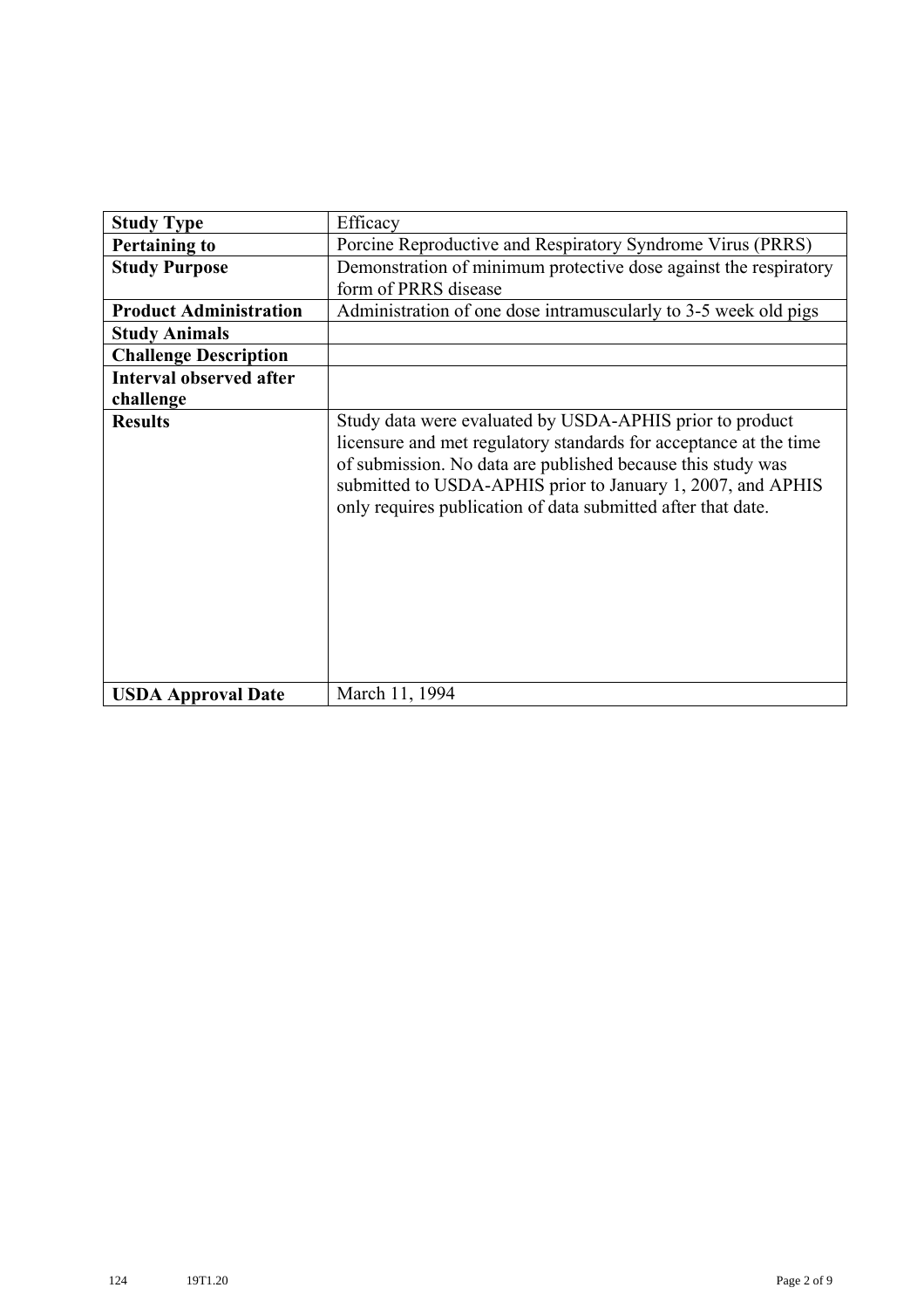| Study Type | Efficacy |
|---|---|
| **Pertaining to** | Porcine Reproductive and Respiratory Syndrome Virus (PRRS) |
| **Study Purpose** | Demonstration of minimum protective dose against the respiratory form of PRRS disease |
| **Product Administration** | Administration of one dose intramuscularly to 3-5 week old pigs |
| **Study Animals** | |
| **Challenge Description** | |
| **Interval observed after challenge** | |
| **Results** | Study data were evaluated by USDA-APHIS prior to product licensure and met regulatory standards for acceptance at the time of submission. No data are published because this study was submitted to USDA-APHIS prior to January 1, 2007, and APHIS only requires publication of data submitted after that date. |
| **USDA Approval Date** | March 11, 1994 |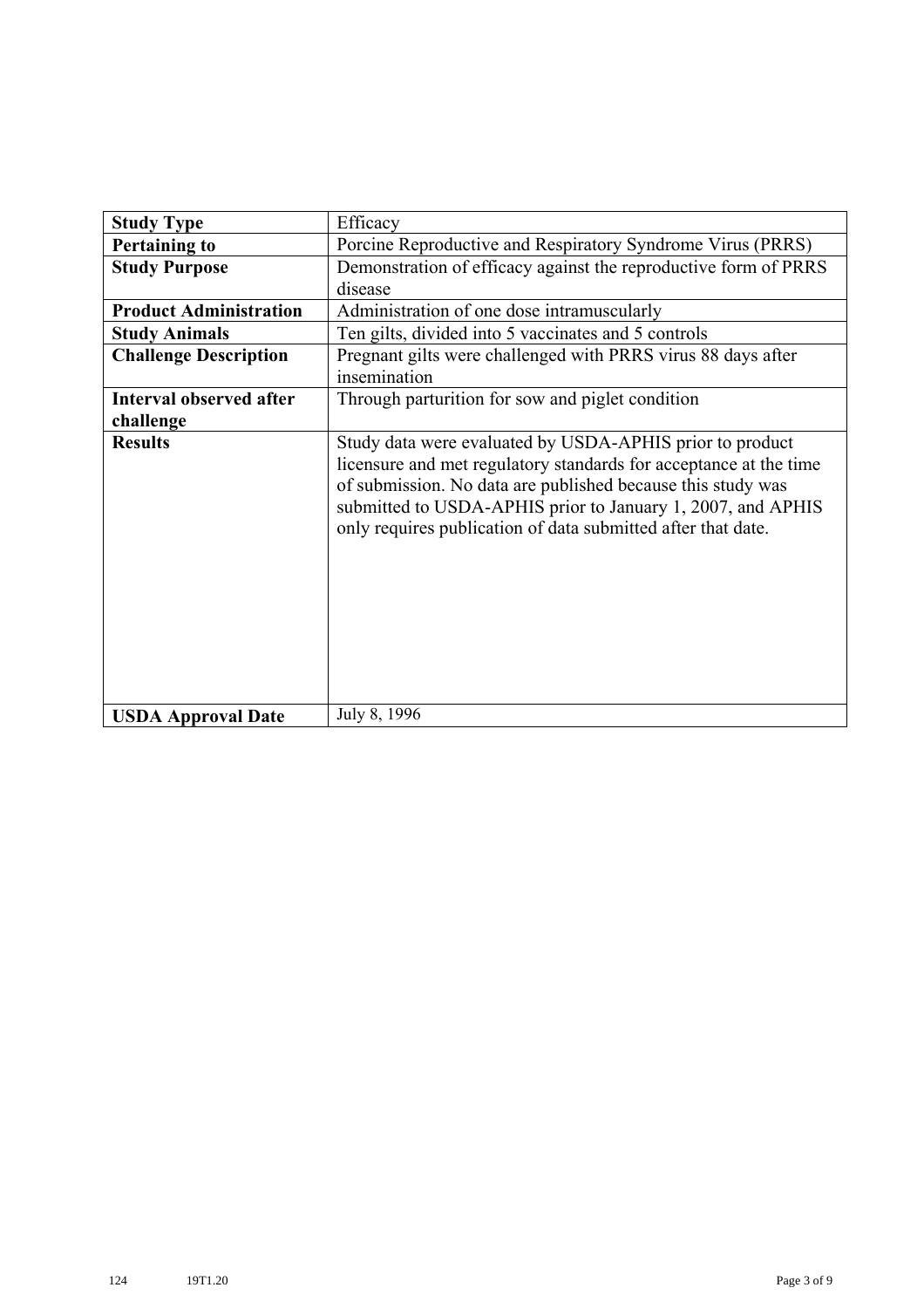| Study Type | Efficacy |
|---|---|
| **Pertaining to** | Porcine Reproductive and Respiratory Syndrome Virus (PRRS) |
| **Study Purpose** | Demonstration of efficacy against the reproductive form of PRRS disease |
| **Product Administration** | Administration of one dose intramuscularly |
| **Study Animals** | Ten gilts, divided into 5 vaccinates and 5 controls |
| **Challenge Description** | Pregnant gilts were challenged with PRRS virus 88 days after insemination |
| **Interval observed after challenge** | Through parturition for sow and piglet condition |
| **Results** | Study data were evaluated by USDA-APHIS prior to product licensure and met regulatory standards for acceptance at the time of submission. No data are published because this study was submitted to USDA-APHIS prior to January 1, 2007, and APHIS only requires publication of data submitted after that date. |
| **USDA Approval Date** | July 8, 1996 |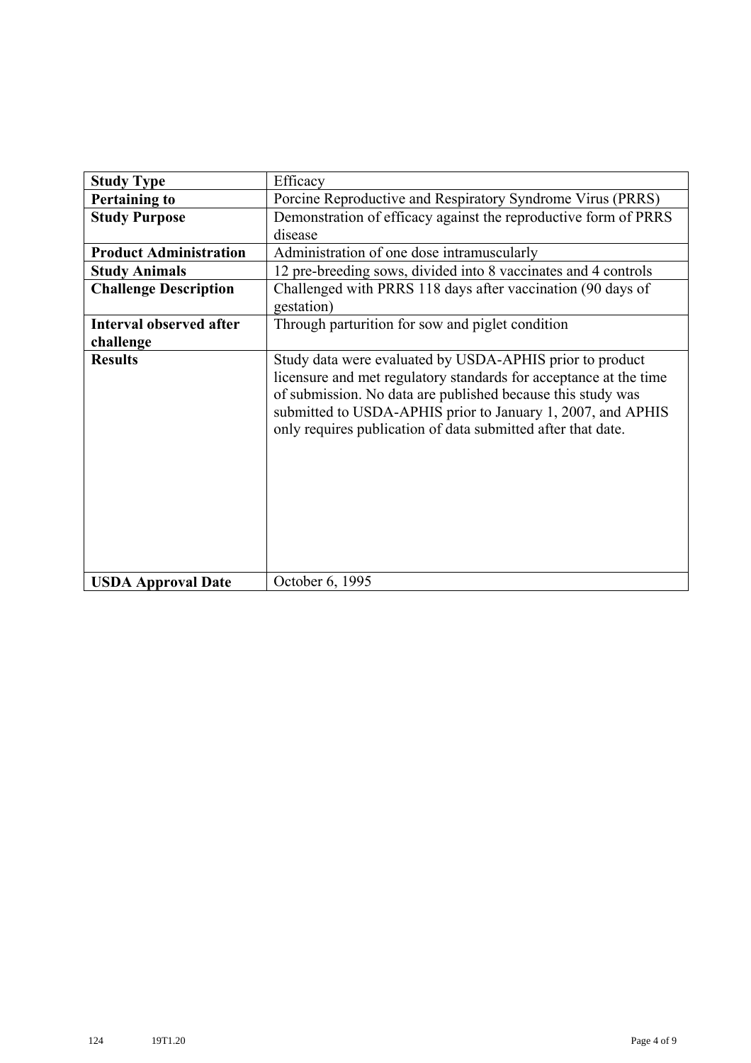| **Study Type** | Efficacy |
|---|---|
| **Pertaining to** | Porcine Reproductive and Respiratory Syndrome Virus (PRRS) |
| **Study Purpose** | Demonstration of efficacy against the reproductive form of PRRS disease |
| **Product Administration** | Administration of one dose intramuscularly |
| **Study Animals** | 12 pre-breeding sows, divided into 8 vaccinates and 4 controls |
| **Challenge Description** | Challenged with PRRS 118 days after vaccination (90 days of gestation) |
| **Interval observed after challenge** | Through parturition for sow and piglet condition |
| **Results** | Study data were evaluated by USDA-APHIS prior to product licensure and met regulatory standards for acceptance at the time of submission. No data are published because this study was submitted to USDA-APHIS prior to January 1, 2007, and APHIS only requires publication of data submitted after that date. |
| **USDA Approval Date** | October 6, 1995 |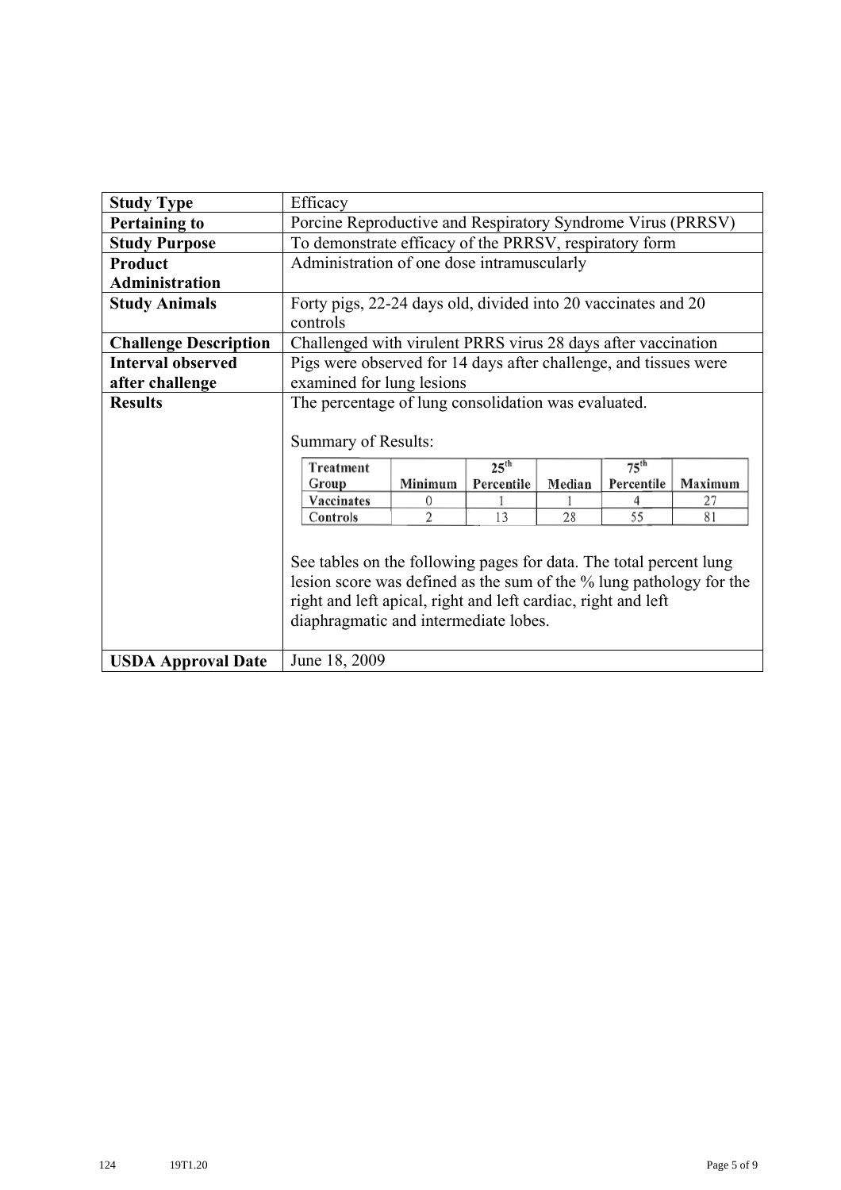| Study Type | Efficacy |
| --- | --- |
| **Pertaining to** | Porcine Reproductive and Respiratory Syndrome Virus (PRRSV) |
| **Study Purpose** | To demonstrate efficacy of the PRRSV, respiratory form |
| **Product Administration** | Administration of one dose intramuscularly |
| **Study Animals** | Forty pigs, 22-24 days old, divided into 20 vaccinates and 20 controls |
| **Challenge Description** | Challenged with virulent PRRS virus 28 days after vaccination |
| **Interval observed after challenge** | Pigs were observed for 14 days after challenge, and tissues were examined for lung lesions |
| **Results** | The percentage of lung consolidation was evaluated. Summary of Results: (see table below) See tables on the following pages for data. The total percent lung lesion score was defined as the sum of the % lung pathology for the right and left apical, right and left cardiac, right and left diaphragmatic and intermediate lobes. |
| **USDA Approval Date** | June 18, 2009 |

Summary of Results:

| Treatment Group | Minimum | 25th Percentile | Median | 75th Percentile | Maximum |
| --- | --- | --- | --- | --- | --- |
| Vaccinates | 0 | 1 | 1 | 4 | 27 |
| Controls | 2 | 13 | 28 | 55 | 81 |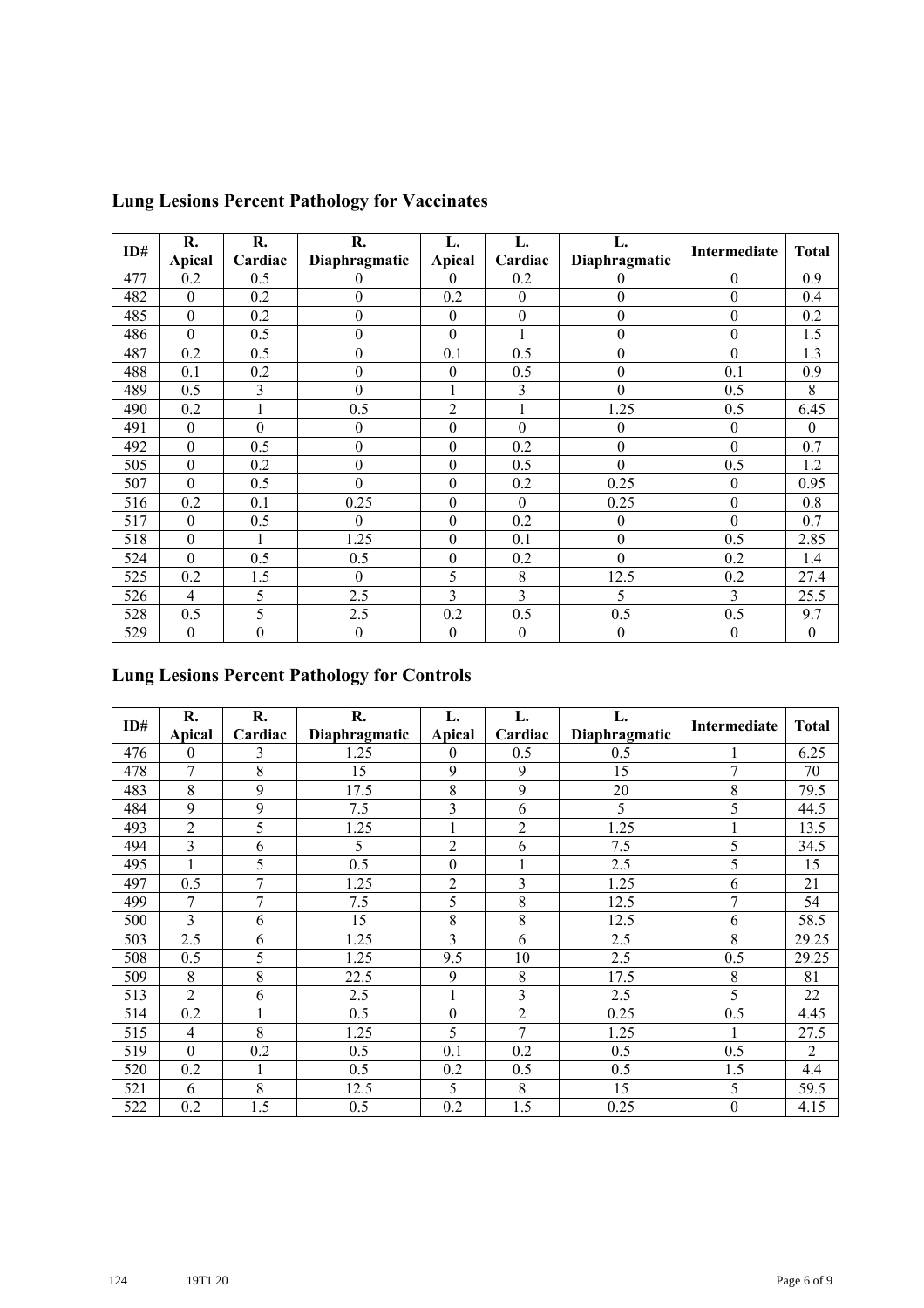## Lung Lesions Percent Pathology for Vaccinates

| ID# | R. Apical | R. Cardiac | R. Diaphragmatic | L. Apical | L. Cardiac | L. Diaphragmatic | Intermediate | Total |
|---|---|---|---|---|---|---|---|---|
| 477 | 0.2 | 0.5 | 0 | 0 | 0.2 | 0 | 0 | 0.9 |
| 482 | 0 | 0.2 | 0 | 0.2 | 0 | 0 | 0 | 0.4 |
| 485 | 0 | 0.2 | 0 | 0 | 0 | 0 | 0 | 0.2 |
| 486 | 0 | 0.5 | 0 | 0 | 1 | 0 | 0 | 1.5 |
| 487 | 0.2 | 0.5 | 0 | 0.1 | 0.5 | 0 | 0 | 1.3 |
| 488 | 0.1 | 0.2 | 0 | 0 | 0.5 | 0 | 0.1 | 0.9 |
| 489 | 0.5 | 3 | 0 | 1 | 3 | 0 | 0.5 | 8 |
| 490 | 0.2 | 1 | 0.5 | 2 | 1 | 1.25 | 0.5 | 6.45 |
| 491 | 0 | 0 | 0 | 0 | 0 | 0 | 0 | 0 |
| 492 | 0 | 0.5 | 0 | 0 | 0.2 | 0 | 0 | 0.7 |
| 505 | 0 | 0.2 | 0 | 0 | 0.5 | 0 | 0.5 | 1.2 |
| 507 | 0 | 0.5 | 0 | 0 | 0.2 | 0.25 | 0 | 0.95 |
| 516 | 0.2 | 0.1 | 0.25 | 0 | 0 | 0.25 | 0 | 0.8 |
| 517 | 0 | 0.5 | 0 | 0 | 0.2 | 0 | 0 | 0.7 |
| 518 | 0 | 1 | 1.25 | 0 | 0.1 | 0 | 0.5 | 2.85 |
| 524 | 0 | 0.5 | 0.5 | 0 | 0.2 | 0 | 0.2 | 1.4 |
| 525 | 0.2 | 1.5 | 0 | 5 | 8 | 12.5 | 0.2 | 27.4 |
| 526 | 4 | 5 | 2.5 | 3 | 3 | 5 | 3 | 25.5 |
| 528 | 0.5 | 5 | 2.5 | 0.2 | 0.5 | 0.5 | 0.5 | 9.7 |
| 529 | 0 | 0 | 0 | 0 | 0 | 0 | 0 | 0 |

## Lung Lesions Percent Pathology for Controls

| ID# | R. Apical | R. Cardiac | R. Diaphragmatic | L. Apical | L. Cardiac | L. Diaphragmatic | Intermediate | Total |
|---|---|---|---|---|---|---|---|---|
| 476 | 0 | 3 | 1.25 | 0 | 0.5 | 0.5 | 1 | 6.25 |
| 478 | 7 | 8 | 15 | 9 | 9 | 15 | 7 | 70 |
| 483 | 8 | 9 | 17.5 | 8 | 9 | 20 | 8 | 79.5 |
| 484 | 9 | 9 | 7.5 | 3 | 6 | 5 | 5 | 44.5 |
| 493 | 2 | 5 | 1.25 | 1 | 2 | 1.25 | 1 | 13.5 |
| 494 | 3 | 6 | 5 | 2 | 6 | 7.5 | 5 | 34.5 |
| 495 | 1 | 5 | 0.5 | 0 | 1 | 2.5 | 5 | 15 |
| 497 | 0.5 | 7 | 1.25 | 2 | 3 | 1.25 | 6 | 21 |
| 499 | 7 | 7 | 7.5 | 5 | 8 | 12.5 | 7 | 54 |
| 500 | 3 | 6 | 15 | 8 | 8 | 12.5 | 6 | 58.5 |
| 503 | 2.5 | 6 | 1.25 | 3 | 6 | 2.5 | 8 | 29.25 |
| 508 | 0.5 | 5 | 1.25 | 9.5 | 10 | 2.5 | 0.5 | 29.25 |
| 509 | 8 | 8 | 22.5 | 9 | 8 | 17.5 | 8 | 81 |
| 513 | 2 | 6 | 2.5 | 1 | 3 | 2.5 | 5 | 22 |
| 514 | 0.2 | 1 | 0.5 | 0 | 2 | 0.25 | 0.5 | 4.45 |
| 515 | 4 | 8 | 1.25 | 5 | 7 | 1.25 | 1 | 27.5 |
| 519 | 0 | 0.2 | 0.5 | 0.1 | 0.2 | 0.5 | 0.5 | 2 |
| 520 | 0.2 | 1 | 0.5 | 0.2 | 0.5 | 0.5 | 1.5 | 4.4 |
| 521 | 6 | 8 | 12.5 | 5 | 8 | 15 | 5 | 59.5 |
| 522 | 0.2 | 1.5 | 0.5 | 0.2 | 1.5 | 0.25 | 0 | 4.15 |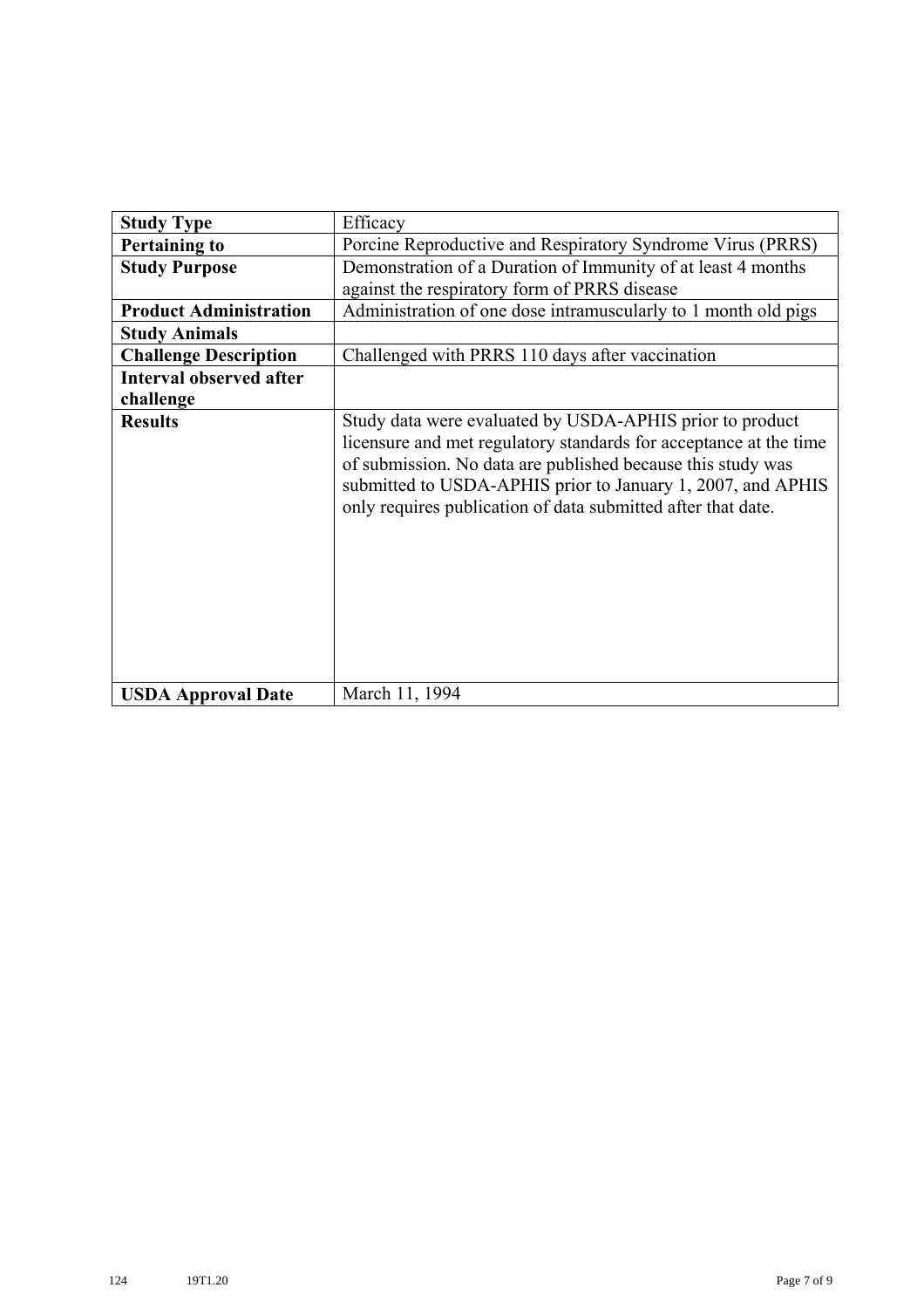| Study Type | Efficacy |
|---|---|
| Pertaining to | Porcine Reproductive and Respiratory Syndrome Virus (PRRS) |
| Study Purpose | Demonstration of a Duration of Immunity of at least 4 months against the respiratory form of PRRS disease |
| Product Administration | Administration of one dose intramuscularly to 1 month old pigs |
| Study Animals | |
| Challenge Description | Challenged with PRRS 110 days after vaccination |
| Interval observed after challenge | |
| Results | Study data were evaluated by USDA-APHIS prior to product licensure and met regulatory standards for acceptance at the time of submission. No data are published because this study was submitted to USDA-APHIS prior to January 1, 2007, and APHIS only requires publication of data submitted after that date. |
| USDA Approval Date | March 11, 1994 |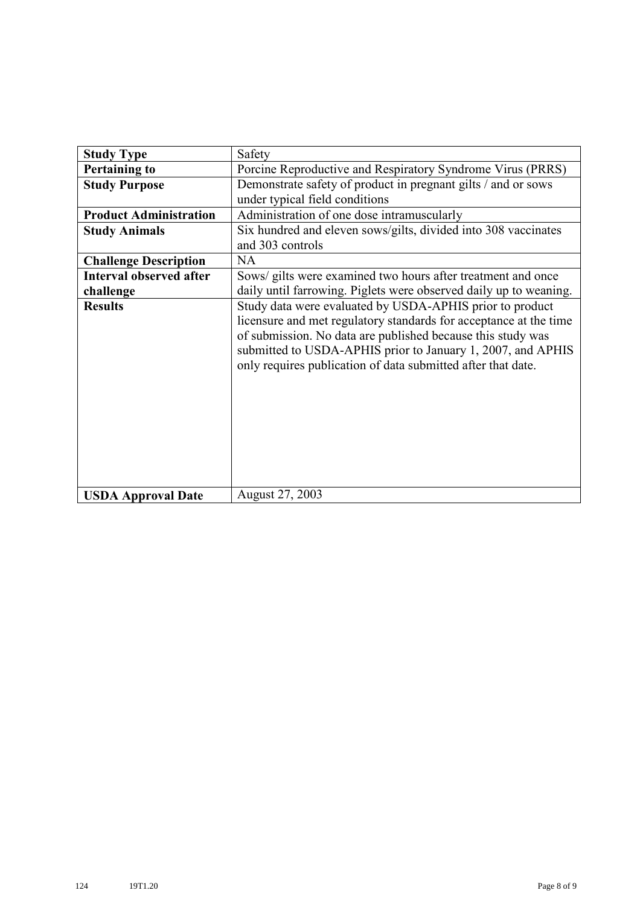| **Study Type** | Safety |
| --- | --- |
| **Pertaining to** | Porcine Reproductive and Respiratory Syndrome Virus (PRRS) |
| **Study Purpose** | Demonstrate safety of product in pregnant gilts / and or sows under typical field conditions |
| **Product Administration** | Administration of one dose intramuscularly |
| **Study Animals** | Six hundred and eleven sows/gilts, divided into 308 vaccinates and 303 controls |
| **Challenge Description** | NA |
| **Interval observed after challenge** | Sows/ gilts were examined two hours after treatment and once daily until farrowing. Piglets were observed daily up to weaning. |
| **Results** | Study data were evaluated by USDA-APHIS prior to product licensure and met regulatory standards for acceptance at the time of submission. No data are published because this study was submitted to USDA-APHIS prior to January 1, 2007, and APHIS only requires publication of data submitted after that date. |
| **USDA Approval Date** | August 27, 2003 |

124 19T1.20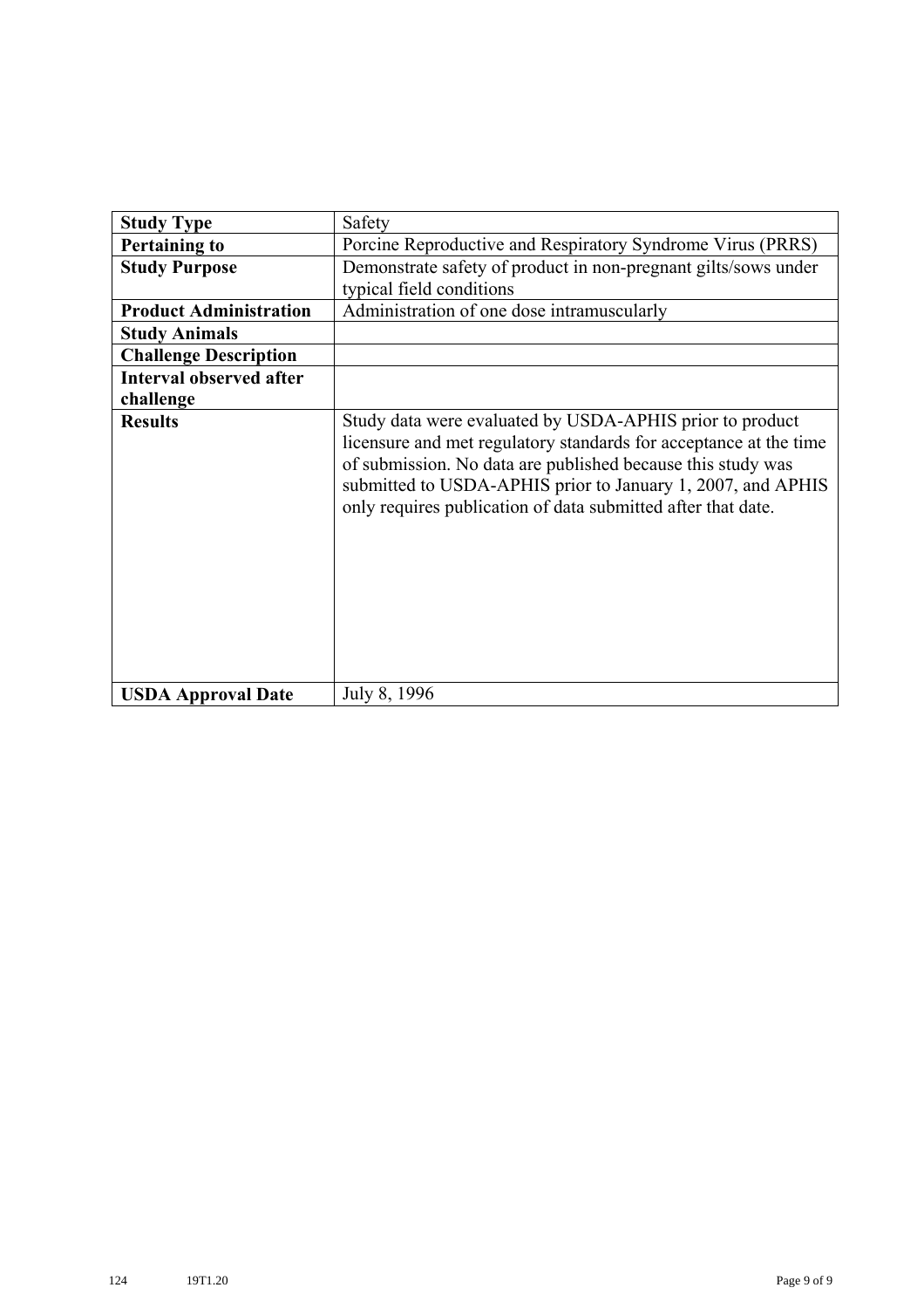| | |
|---|---|
| **Study Type** | Safety |
| **Pertaining to** | Porcine Reproductive and Respiratory Syndrome Virus (PRRS) |
| **Study Purpose** | Demonstrate safety of product in non-pregnant gilts/sows under typical field conditions |
| **Product Administration** | Administration of one dose intramuscularly |
| **Study Animals** | |
| **Challenge Description** | |
| **Interval observed after challenge** | |
| **Results** | Study data were evaluated by USDA-APHIS prior to product licensure and met regulatory standards for acceptance at the time of submission. No data are published because this study was submitted to USDA-APHIS prior to January 1, 2007, and APHIS only requires publication of data submitted after that date. |
| **USDA Approval Date** | July 8, 1996 |